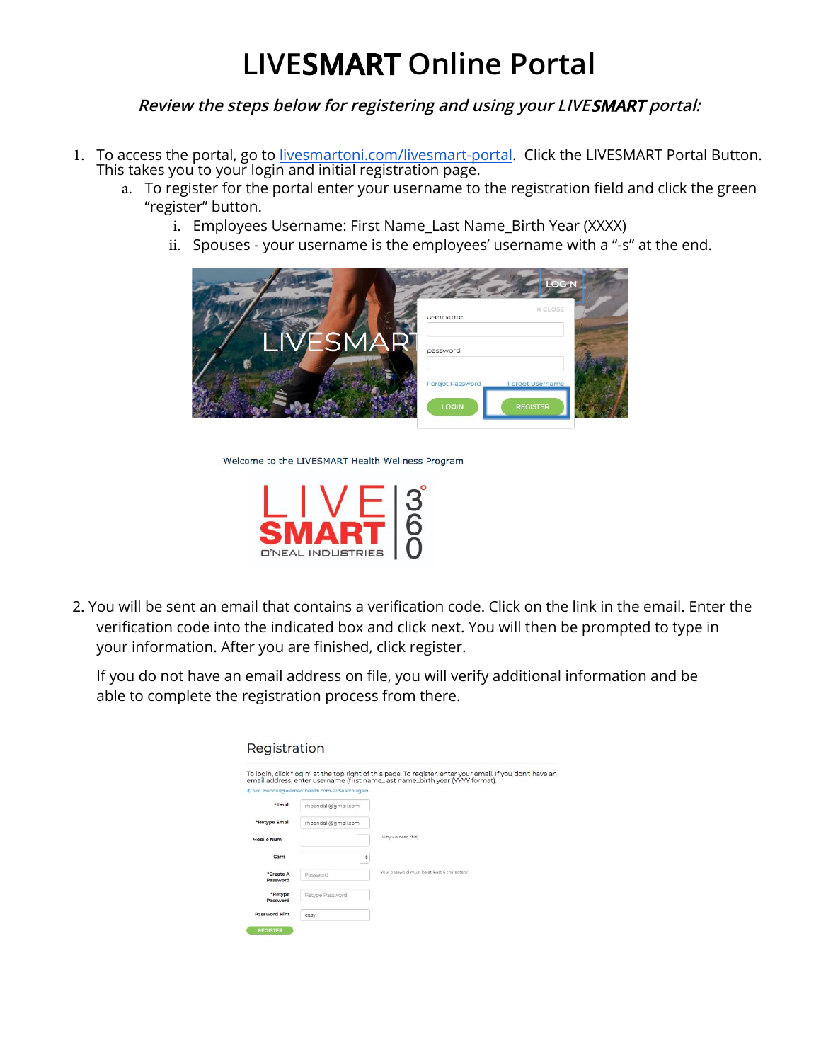# LIVESMART Online Portal

***Review the steps below for registering and using your LIVESMART portal:***

1. To access the portal, go to [livesmartoni.com/livesmart-portal](livesmartoni.com/livesmart-portal). Click the LIVESMART Portal Button. This takes you to your login and initial registration page.
   a. To register for the portal enter your username to the registration field and click the green "register" button.
      i. Employees Username: First Name_Last Name_Birth Year (XXXX)
      ii. Spouses - your username is the employees' username with a "-s" at the end.

2. You will be sent an email that contains a verification code. Click on the link in the email. Enter the verification code into the indicated box and click next. You will then be prompted to type in your information. After you are finished, click register.

   If you do not have an email address on file, you will verify additional information and be able to complete the registration process from there.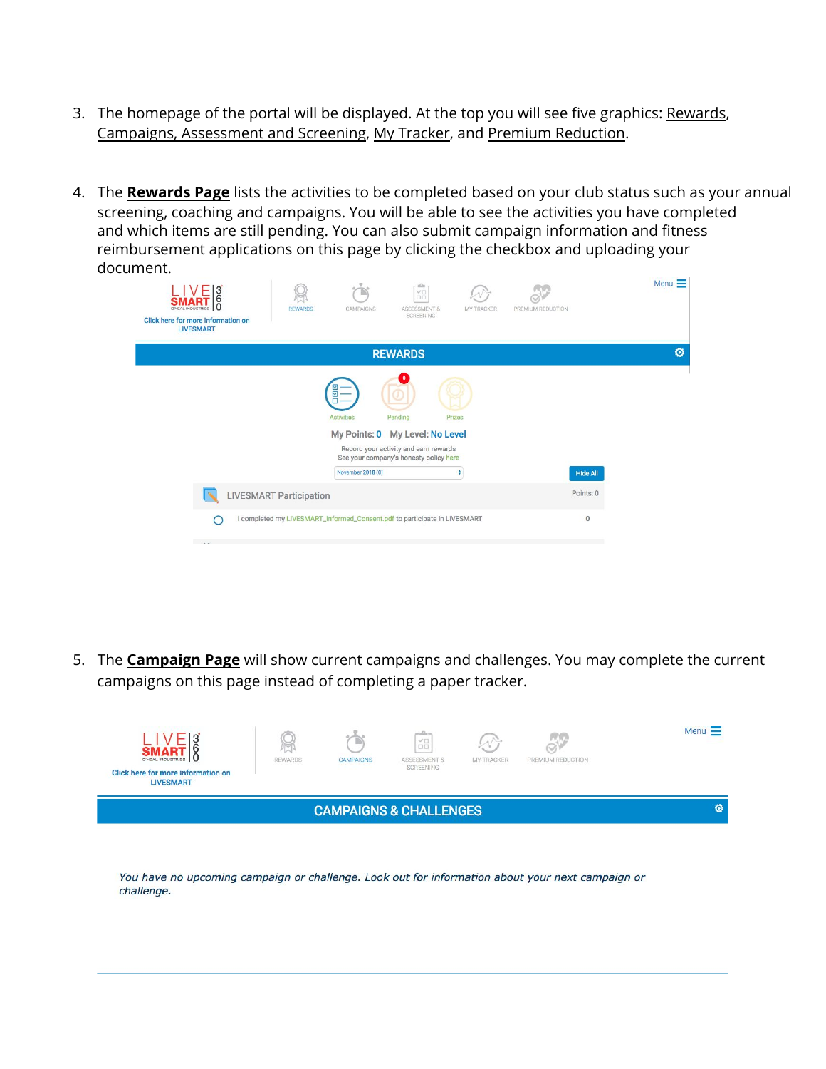3. The homepage of the portal will be displayed. At the top you will see five graphics: Rewards, Campaigns, Assessment and Screening, My Tracker, and Premium Reduction.

4. The **Rewards Page** lists the activities to be completed based on your club status such as your annual screening, coaching and campaigns. You will be able to see the activities you have completed and which items are still pending. You can also submit campaign information and fitness reimbursement applications on this page by clicking the checkbox and uploading your document.

5. The **Campaign Page** will show current campaigns and challenges. You may complete the current campaigns on this page instead of completing a paper tracker.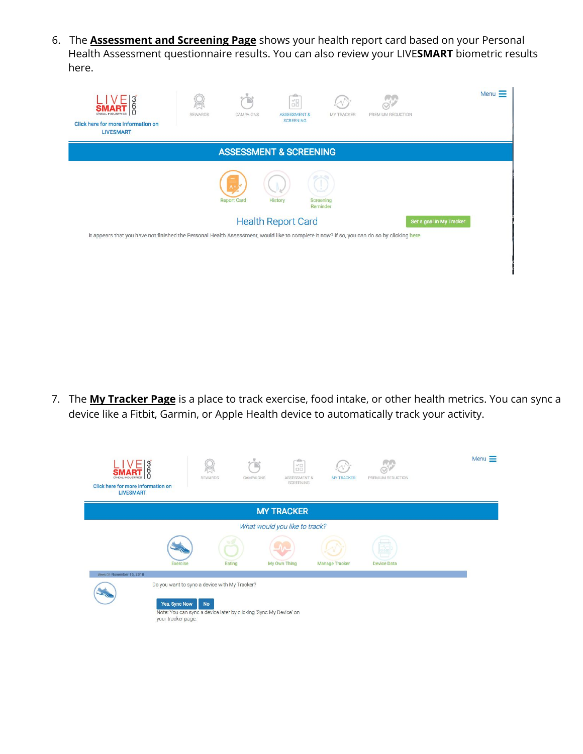6. The **<u>Assessment and Screening Page</u>** shows your health report card based on your Personal Health Assessment questionnaire results. You can also review your LIVE**SMART** biometric results here.

LIVE SMART 360

Click here for more information on LIVESMART

REWARDS | CAMPAIGNS | ASSESSMENT & SCREENING | MY TRACKER | PREMIUM REDUCTION | Menu

ASSESSMENT & SCREENING

Report Card | History | Screening Reminder

Health Report Card

Set a goal in My Tracker

It appears that you have not finished the Personal Health Assessment, would like to complete it now? If so, you can do so by clicking here.

7. The **<u>My Tracker Page</u>** is a place to track exercise, food intake, or other health metrics. You can sync a device like a Fitbit, Garmin, or Apple Health device to automatically track your activity.

LIVE SMART 360

Click here for more information on LIVESMART

REWARDS | CAMPAIGNS | ASSESSMENT & SCREENING | MY TRACKER | PREMIUM REDUCTION | Menu

MY TRACKER

*What would you like to track?*

Exercise | Eating | My Own Thing | Manage Tracker | Device Data

Week Of: November 15, 2018

Do you want to sync a device with My Tracker?

Yes, Sync Now | No

Note: You can sync a device later by clicking 'Sync My Device' on your tracker page.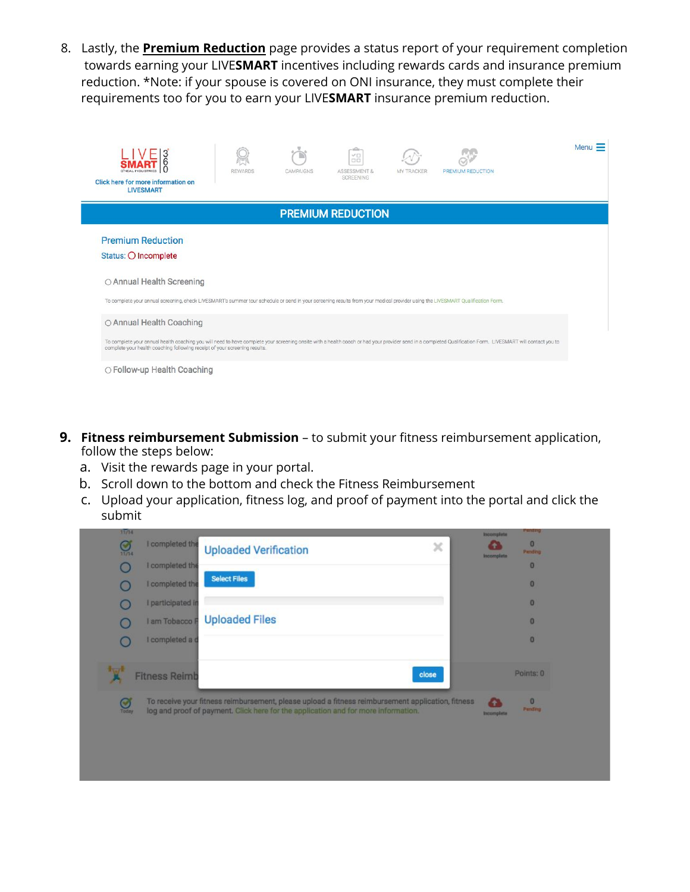8. Lastly, the **Premium Reduction** page provides a status report of your requirement completion towards earning your LIVE**SMART** incentives including rewards cards and insurance premium reduction. *Note: if your spouse is covered on ONI insurance, they must complete their requirements too for you to earn your LIVE**SMART** insurance premium reduction.

9. **Fitness reimbursement Submission** – to submit your fitness reimbursement application, follow the steps below:
   a. Visit the rewards page in your portal.
   b. Scroll down to the bottom and check the Fitness Reimbursement
   c. Upload your application, fitness log, and proof of payment into the portal and click the submit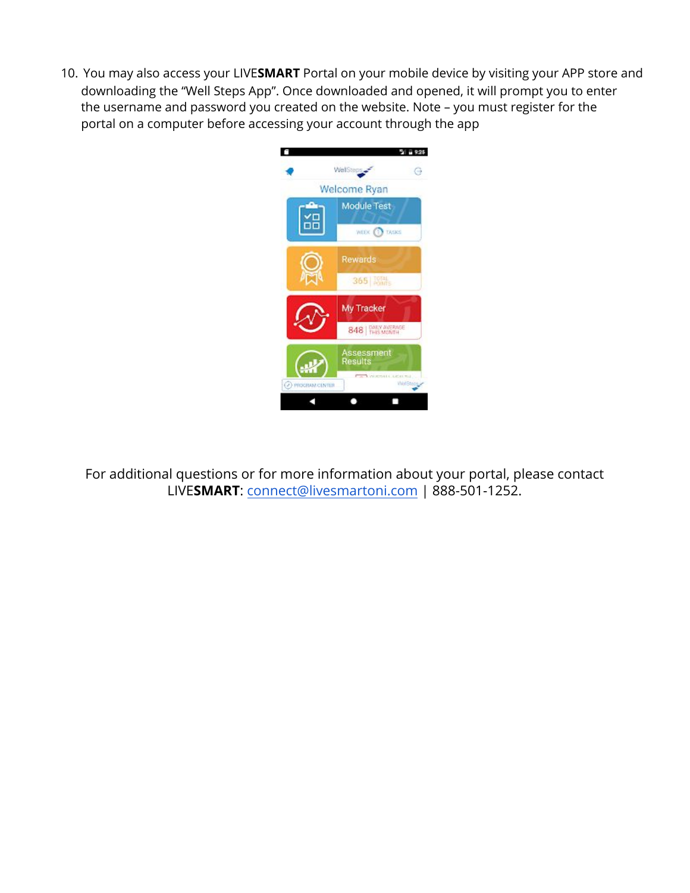10. You may also access your LIVE**SMART** Portal on your mobile device by visiting your APP store and downloading the "Well Steps App". Once downloaded and opened, it will prompt you to enter the username and password you created on the website. Note – you must register for the portal on a computer before accessing your account through the app

For additional questions or for more information about your portal, please contact LIVE**SMART**: connect@livesmartoni.com | 888-501-1252.